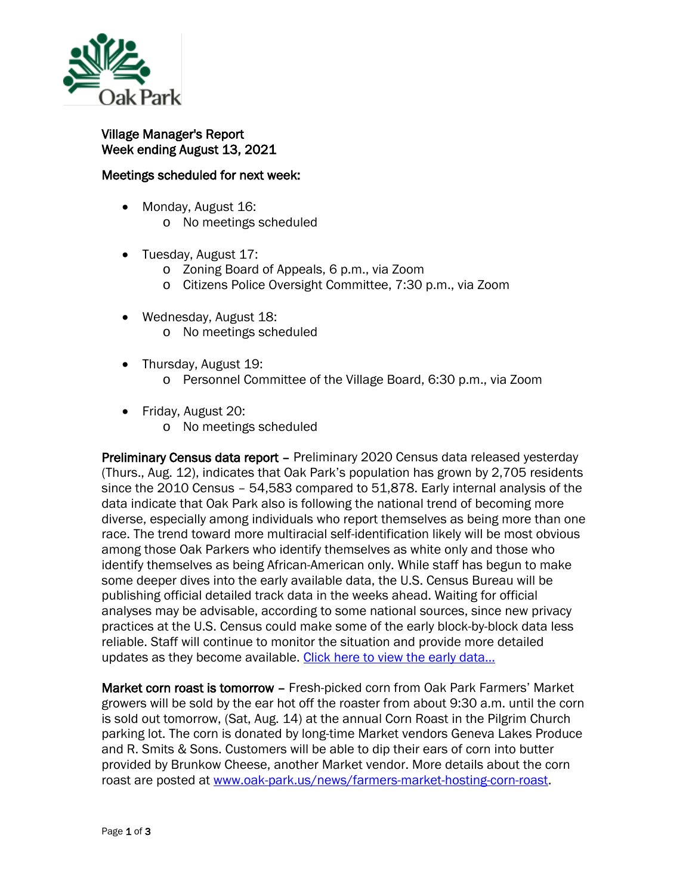Village Manager's Report
Week ending August 13, 2021

**Meetings scheduled for next week:**

- Monday, August 16:
  - No meetings scheduled
- Tuesday, August 17:
  - Zoning Board of Appeals, 6 p.m., via Zoom
  - Citizens Police Oversight Committee, 7:30 p.m., via Zoom
- Wednesday, August 18:
  - No meetings scheduled
- Thursday, August 19:
  - Personnel Committee of the Village Board, 6:30 p.m., via Zoom
- Friday, August 20:
  - No meetings scheduled

**Preliminary Census data report** – Preliminary 2020 Census data released yesterday (Thurs., Aug. 12), indicates that Oak Park's population has grown by 2,705 residents since the 2010 Census – 54,583 compared to 51,878. Early internal analysis of the data indicate that Oak Park also is following the national trend of becoming more diverse, especially among individuals who report themselves as being more than one race. The trend toward more multiracial self-identification likely will be most obvious among those Oak Parkers who identify themselves as white only and those who identify themselves as being African-American only. While staff has begun to make some deeper dives into the early available data, the U.S. Census Bureau will be publishing official detailed track data in the weeks ahead. Waiting for official analyses may be advisable, according to some national sources, since new privacy practices at the U.S. Census could make some of the early block-by-block data less reliable. Staff will continue to monitor the situation and provide more detailed updates as they become available. Click here to view the early data…

**Market corn roast is tomorrow** – Fresh-picked corn from Oak Park Farmers' Market growers will be sold by the ear hot off the roaster from about 9:30 a.m. until the corn is sold out tomorrow, (Sat, Aug. 14) at the annual Corn Roast in the Pilgrim Church parking lot. The corn is donated by long-time Market vendors Geneva Lakes Produce and R. Smits & Sons. Customers will be able to dip their ears of corn into butter provided by Brunkow Cheese, another Market vendor. More details about the corn roast are posted at www.oak-park.us/news/farmers-market-hosting-corn-roast.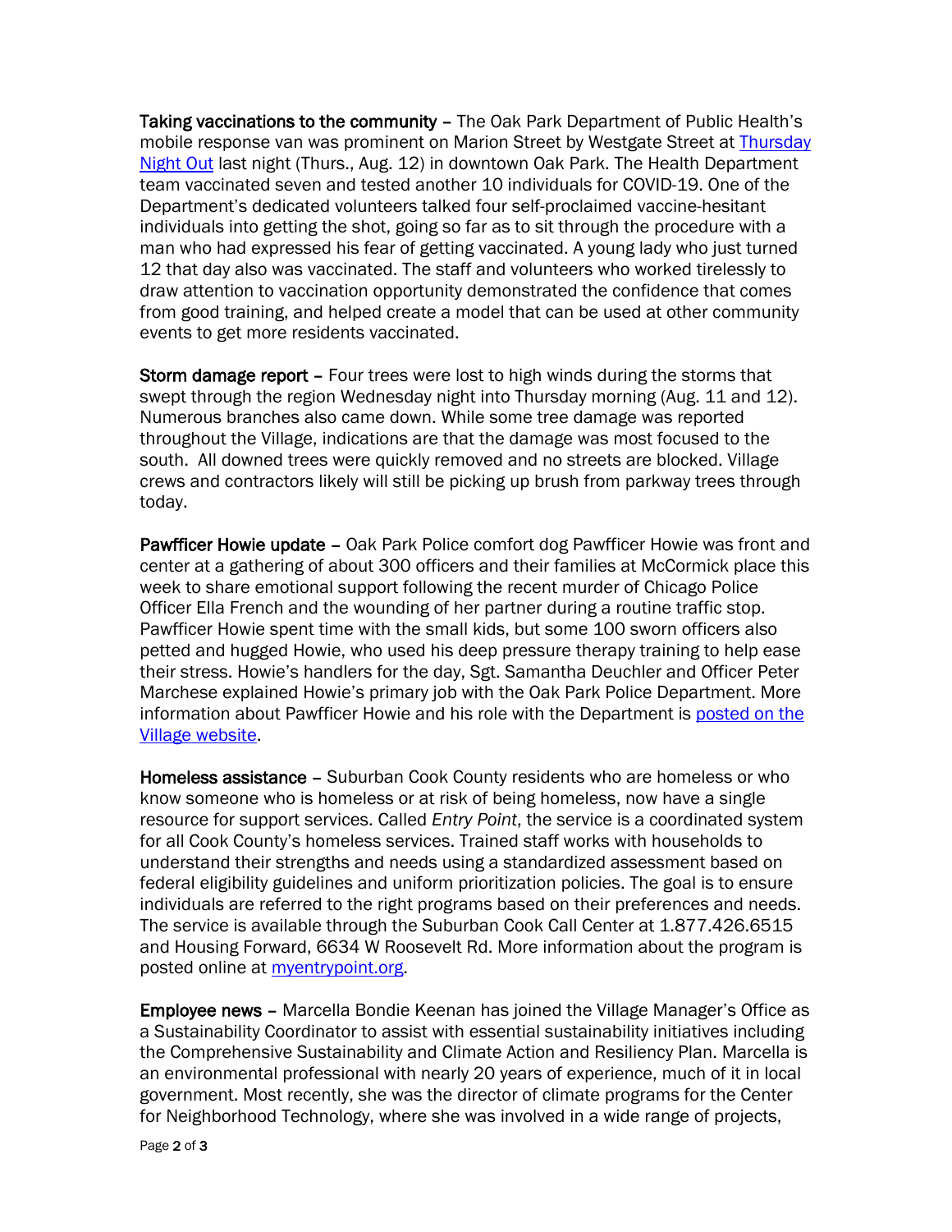**Taking vaccinations to the community** – The Oak Park Department of Public Health's mobile response van was prominent on Marion Street by Westgate Street at [Thursday Night Out]() last night (Thurs., Aug. 12) in downtown Oak Park. The Health Department team vaccinated seven and tested another 10 individuals for COVID-19. One of the Department's dedicated volunteers talked four self-proclaimed vaccine-hesitant individuals into getting the shot, going so far as to sit through the procedure with a man who had expressed his fear of getting vaccinated. A young lady who just turned 12 that day also was vaccinated. The staff and volunteers who worked tirelessly to draw attention to vaccination opportunity demonstrated the confidence that comes from good training, and helped create a model that can be used at other community events to get more residents vaccinated.

**Storm damage report** – Four trees were lost to high winds during the storms that swept through the region Wednesday night into Thursday morning (Aug. 11 and 12). Numerous branches also came down. While some tree damage was reported throughout the Village, indications are that the damage was most focused to the south. All downed trees were quickly removed and no streets are blocked. Village crews and contractors likely will still be picking up brush from parkway trees through today.

**Pawfficer Howie update** – Oak Park Police comfort dog Pawfficer Howie was front and center at a gathering of about 300 officers and their families at McCormick place this week to share emotional support following the recent murder of Chicago Police Officer Ella French and the wounding of her partner during a routine traffic stop. Pawfficer Howie spent time with the small kids, but some 100 sworn officers also petted and hugged Howie, who used his deep pressure therapy training to help ease their stress. Howie's handlers for the day, Sgt. Samantha Deuchler and Officer Peter Marchese explained Howie's primary job with the Oak Park Police Department. More information about Pawfficer Howie and his role with the Department is [posted on the Village website]().

**Homeless assistance** – Suburban Cook County residents who are homeless or who know someone who is homeless or at risk of being homeless, now have a single resource for support services. Called *Entry Point*, the service is a coordinated system for all Cook County's homeless services. Trained staff works with households to understand their strengths and needs using a standardized assessment based on federal eligibility guidelines and uniform prioritization policies. The goal is to ensure individuals are referred to the right programs based on their preferences and needs. The service is available through the Suburban Cook Call Center at 1.877.426.6515 and Housing Forward, 6634 W Roosevelt Rd. More information about the program is posted online at [myentrypoint.org]().

**Employee news** – Marcella Bondie Keenan has joined the Village Manager's Office as a Sustainability Coordinator to assist with essential sustainability initiatives including the Comprehensive Sustainability and Climate Action and Resiliency Plan. Marcella is an environmental professional with nearly 20 years of experience, much of it in local government. Most recently, she was the director of climate programs for the Center for Neighborhood Technology, where she was involved in a wide range of projects,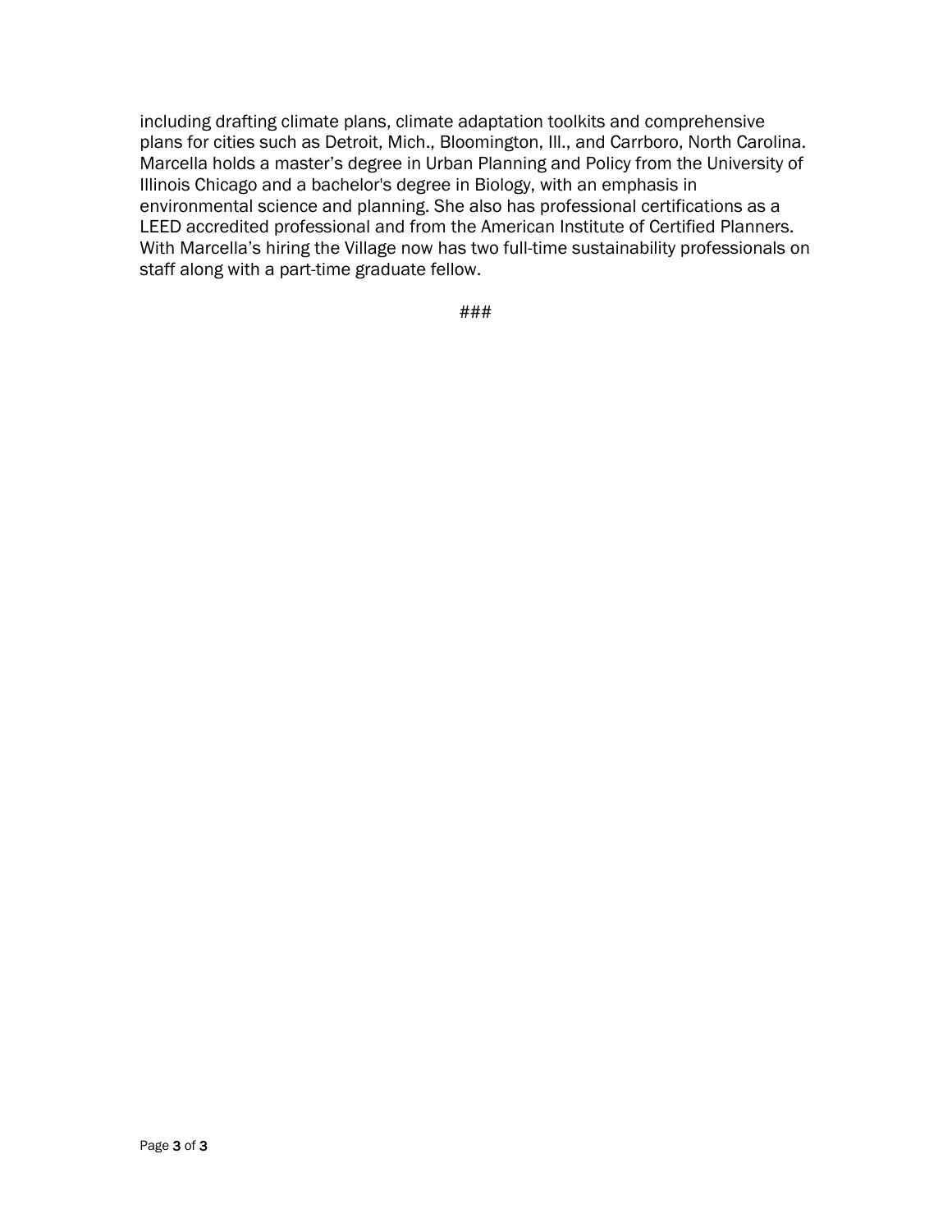including drafting climate plans, climate adaptation toolkits and comprehensive plans for cities such as Detroit, Mich., Bloomington, Ill., and Carrboro, North Carolina. Marcella holds a master's degree in Urban Planning and Policy from the University of Illinois Chicago and a bachelor's degree in Biology, with an emphasis in environmental science and planning. She also has professional certifications as a LEED accredited professional and from the American Institute of Certified Planners. With Marcella's hiring the Village now has two full-time sustainability professionals on staff along with a part-time graduate fellow.

###